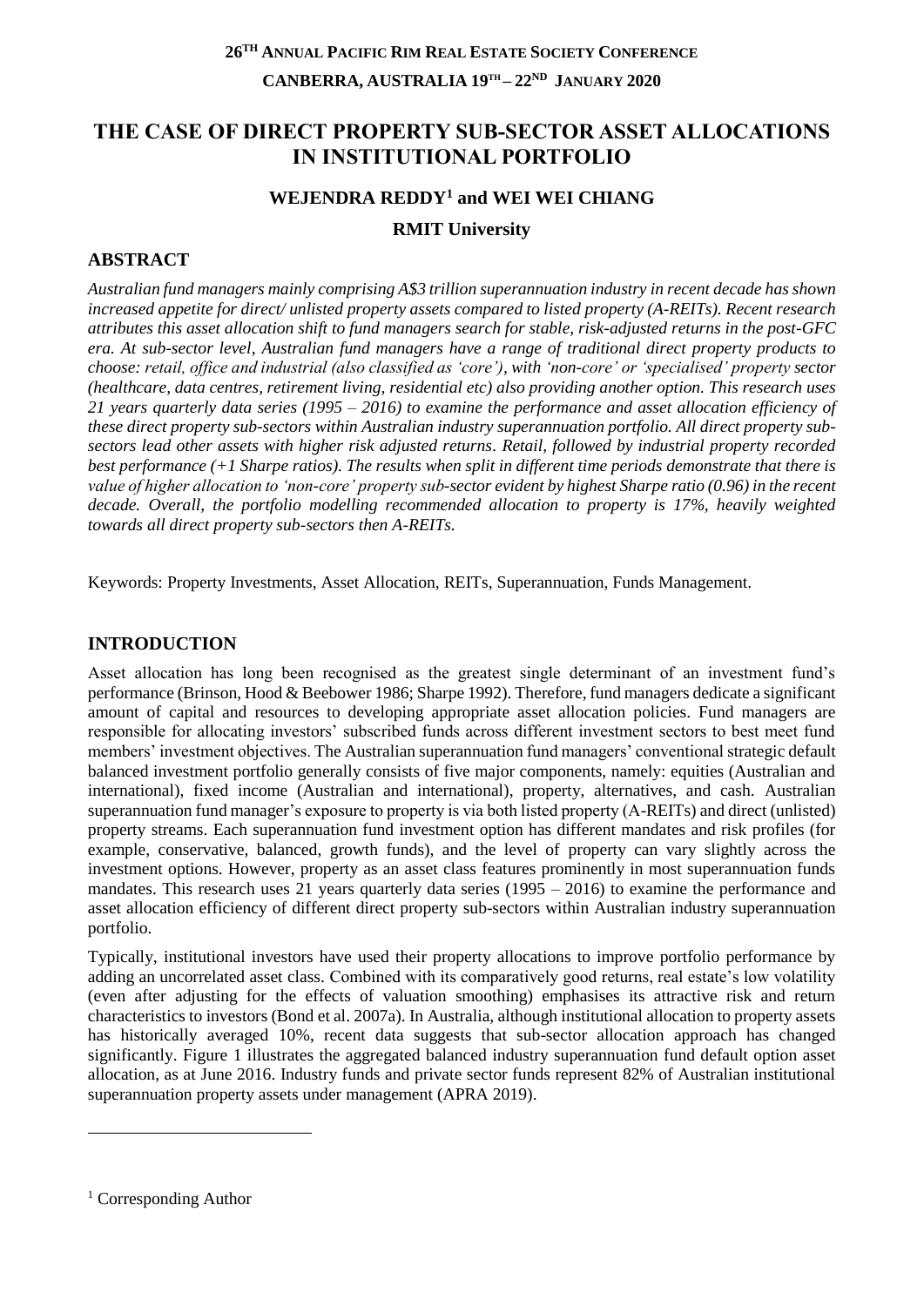**26TH ANNUAL PACIFIC RIM REAL ESTATE SOCIETY CONFERENCE**

**CANBERRA, AUSTRALIA 19TH – 22ND JANUARY 2020**

# THE CASE OF DIRECT PROPERTY SUB-SECTOR ASSET ALLOCATIONS IN INSTITUTIONAL PORTFOLIO

**WEJENDRA REDDY[1] and WEI WEI CHIANG**

**RMIT University**

## ABSTRACT

*Australian fund managers mainly comprising A$3 trillion superannuation industry in recent decade has shown increased appetite for direct/ unlisted property assets compared to listed property (A-REITs). Recent research attributes this asset allocation shift to fund managers search for stable, risk-adjusted returns in the post-GFC era. At sub-sector level, Australian fund managers have a range of traditional direct property products to choose: retail, office and industrial (also classified as 'core'), with 'non-core' or 'specialised' property sector (healthcare, data centres, retirement living, residential etc) also providing another option. This research uses 21 years quarterly data series (1995 – 2016) to examine the performance and asset allocation efficiency of these direct property sub-sectors within Australian industry superannuation portfolio. All direct property sub-sectors lead other assets with higher risk adjusted returns. Retail, followed by industrial property recorded best performance (+1 Sharpe ratios). The results when split in different time periods demonstrate that there is value of higher allocation to 'non-core' property sub-sector evident by highest Sharpe ratio (0.96) in the recent decade. Overall, the portfolio modelling recommended allocation to property is 17%, heavily weighted towards all direct property sub-sectors then A-REITs.*

Keywords: Property Investments, Asset Allocation, REITs, Superannuation, Funds Management.

## INTRODUCTION

Asset allocation has long been recognised as the greatest single determinant of an investment fund's performance (Brinson, Hood & Beebower 1986; Sharpe 1992). Therefore, fund managers dedicate a significant amount of capital and resources to developing appropriate asset allocation policies. Fund managers are responsible for allocating investors' subscribed funds across different investment sectors to best meet fund members' investment objectives. The Australian superannuation fund managers' conventional strategic default balanced investment portfolio generally consists of five major components, namely: equities (Australian and international), fixed income (Australian and international), property, alternatives, and cash. Australian superannuation fund manager's exposure to property is via both listed property (A-REITs) and direct (unlisted) property streams. Each superannuation fund investment option has different mandates and risk profiles (for example, conservative, balanced, growth funds), and the level of property can vary slightly across the investment options. However, property as an asset class features prominently in most superannuation funds mandates. This research uses 21 years quarterly data series (1995 – 2016) to examine the performance and asset allocation efficiency of different direct property sub-sectors within Australian industry superannuation portfolio.

Typically, institutional investors have used their property allocations to improve portfolio performance by adding an uncorrelated asset class. Combined with its comparatively good returns, real estate's low volatility (even after adjusting for the effects of valuation smoothing) emphasises its attractive risk and return characteristics to investors (Bond et al. 2007a). In Australia, although institutional allocation to property assets has historically averaged 10%, recent data suggests that sub-sector allocation approach has changed significantly. Figure 1 illustrates the aggregated balanced industry superannuation fund default option asset allocation, as at June 2016. Industry funds and private sector funds represent 82% of Australian institutional superannuation property assets under management (APRA 2019).

[1] Corresponding Author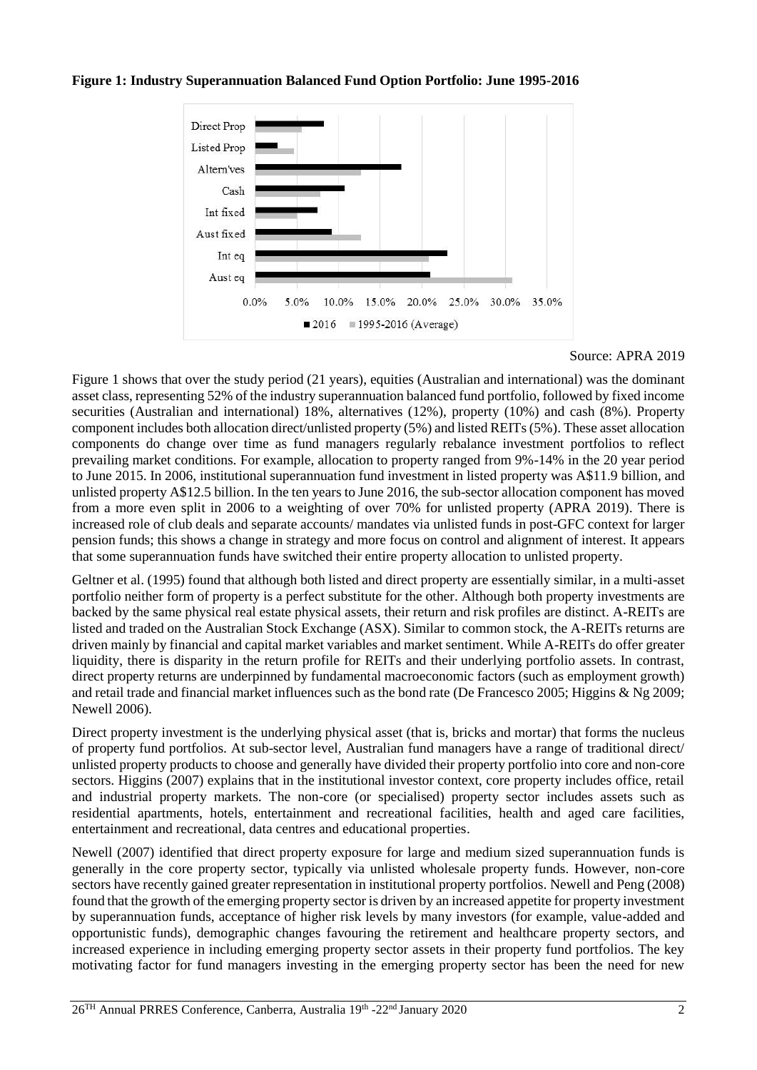**Figure 1: Industry Superannuation Balanced Fund Option Portfolio: June 1995-2016**

Source: APRA 2019

Figure 1 shows that over the study period (21 years), equities (Australian and international) was the dominant asset class, representing 52% of the industry superannuation balanced fund portfolio, followed by fixed income securities (Australian and international) 18%, alternatives (12%), property (10%) and cash (8%). Property component includes both allocation direct/unlisted property (5%) and listed REITs (5%). These asset allocation components do change over time as fund managers regularly rebalance investment portfolios to reflect prevailing market conditions. For example, allocation to property ranged from 9%-14% in the 20 year period to June 2015. In 2006, institutional superannuation fund investment in listed property was A$11.9 billion, and unlisted property A$12.5 billion. In the ten years to June 2016, the sub-sector allocation component has moved from a more even split in 2006 to a weighting of over 70% for unlisted property (APRA 2019). There is increased role of club deals and separate accounts/ mandates via unlisted funds in post-GFC context for larger pension funds; this shows a change in strategy and more focus on control and alignment of interest. It appears that some superannuation funds have switched their entire property allocation to unlisted property.

Geltner et al. (1995) found that although both listed and direct property are essentially similar, in a multi-asset portfolio neither form of property is a perfect substitute for the other. Although both property investments are backed by the same physical real estate physical assets, their return and risk profiles are distinct. A-REITs are listed and traded on the Australian Stock Exchange (ASX). Similar to common stock, the A-REITs returns are driven mainly by financial and capital market variables and market sentiment. While A-REITs do offer greater liquidity, there is disparity in the return profile for REITs and their underlying portfolio assets. In contrast, direct property returns are underpinned by fundamental macroeconomic factors (such as employment growth) and retail trade and financial market influences such as the bond rate (De Francesco 2005; Higgins & Ng 2009; Newell 2006).

Direct property investment is the underlying physical asset (that is, bricks and mortar) that forms the nucleus of property fund portfolios. At sub-sector level, Australian fund managers have a range of traditional direct/ unlisted property products to choose and generally have divided their property portfolio into core and non-core sectors. Higgins (2007) explains that in the institutional investor context, core property includes office, retail and industrial property markets. The non-core (or specialised) property sector includes assets such as residential apartments, hotels, entertainment and recreational facilities, health and aged care facilities, entertainment and recreational, data centres and educational properties.

Newell (2007) identified that direct property exposure for large and medium sized superannuation funds is generally in the core property sector, typically via unlisted wholesale property funds. However, non-core sectors have recently gained greater representation in institutional property portfolios. Newell and Peng (2008) found that the growth of the emerging property sector is driven by an increased appetite for property investment by superannuation funds, acceptance of higher risk levels by many investors (for example, value-added and opportunistic funds), demographic changes favouring the retirement and healthcare property sectors, and increased experience in including emerging property sector assets in their property fund portfolios. The key motivating factor for fund managers investing in the emerging property sector has been the need for new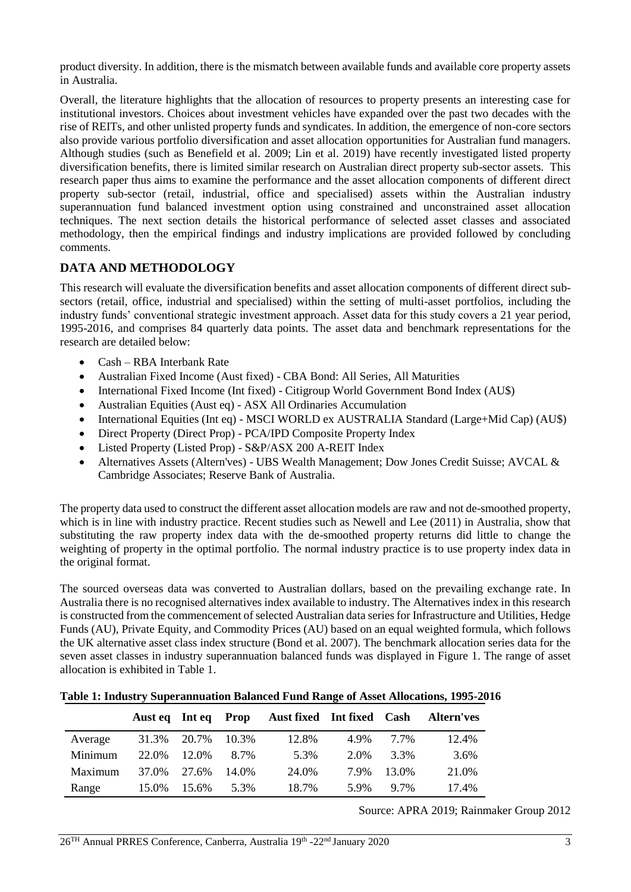product diversity. In addition, there is the mismatch between available funds and available core property assets in Australia.

Overall, the literature highlights that the allocation of resources to property presents an interesting case for institutional investors. Choices about investment vehicles have expanded over the past two decades with the rise of REITs, and other unlisted property funds and syndicates. In addition, the emergence of non-core sectors also provide various portfolio diversification and asset allocation opportunities for Australian fund managers. Although studies (such as Benefield et al. 2009; Lin et al. 2019) have recently investigated listed property diversification benefits, there is limited similar research on Australian direct property sub-sector assets. This research paper thus aims to examine the performance and the asset allocation components of different direct property sub-sector (retail, industrial, office and specialised) assets within the Australian industry superannuation fund balanced investment option using constrained and unconstrained asset allocation techniques. The next section details the historical performance of selected asset classes and associated methodology, then the empirical findings and industry implications are provided followed by concluding comments.

## DATA AND METHODOLOGY

This research will evaluate the diversification benefits and asset allocation components of different direct sub-sectors (retail, office, industrial and specialised) within the setting of multi-asset portfolios, including the industry funds' conventional strategic investment approach. Asset data for this study covers a 21 year period, 1995-2016, and comprises 84 quarterly data points. The asset data and benchmark representations for the research are detailed below:

- Cash – RBA Interbank Rate
- Australian Fixed Income (Aust fixed) - CBA Bond: All Series, All Maturities
- International Fixed Income (Int fixed) - Citigroup World Government Bond Index (AU$)
- Australian Equities (Aust eq) - ASX All Ordinaries Accumulation
- International Equities (Int eq) - MSCI WORLD ex AUSTRALIA Standard (Large+Mid Cap) (AU$)
- Direct Property (Direct Prop) - PCA/IPD Composite Property Index
- Listed Property (Listed Prop) - S&P/ASX 200 A-REIT Index
- Alternatives Assets (Altern'ves) - UBS Wealth Management; Dow Jones Credit Suisse; AVCAL & Cambridge Associates; Reserve Bank of Australia.

The property data used to construct the different asset allocation models are raw and not de-smoothed property, which is in line with industry practice. Recent studies such as Newell and Lee (2011) in Australia, show that substituting the raw property index data with the de-smoothed property returns did little to change the weighting of property in the optimal portfolio. The normal industry practice is to use property index data in the original format.

The sourced overseas data was converted to Australian dollars, based on the prevailing exchange rate. In Australia there is no recognised alternatives index available to industry. The Alternatives index in this research is constructed from the commencement of selected Australian data series for Infrastructure and Utilities, Hedge Funds (AU), Private Equity, and Commodity Prices (AU) based on an equal weighted formula, which follows the UK alternative asset class index structure (Bond et al. 2007). The benchmark allocation series data for the seven asset classes in industry superannuation balanced funds was displayed in Figure 1. The range of asset allocation is exhibited in Table 1.

**Table 1: Industry Superannuation Balanced Fund Range of Asset Allocations, 1995-2016**

| | Aust eq | Int eq | Prop | Aust fixed | Int fixed | Cash | Altern'ves |
|---|---|---|---|---|---|---|---|
| Average | 31.3% | 20.7% | 10.3% | 12.8% | 4.9% | 7.7% | 12.4% |
| Minimum | 22.0% | 12.0% | 8.7% | 5.3% | 2.0% | 3.3% | 3.6% |
| Maximum | 37.0% | 27.6% | 14.0% | 24.0% | 7.9% | 13.0% | 21.0% |
| Range | 15.0% | 15.6% | 5.3% | 18.7% | 5.9% | 9.7% | 17.4% |

Source: APRA 2019; Rainmaker Group 2012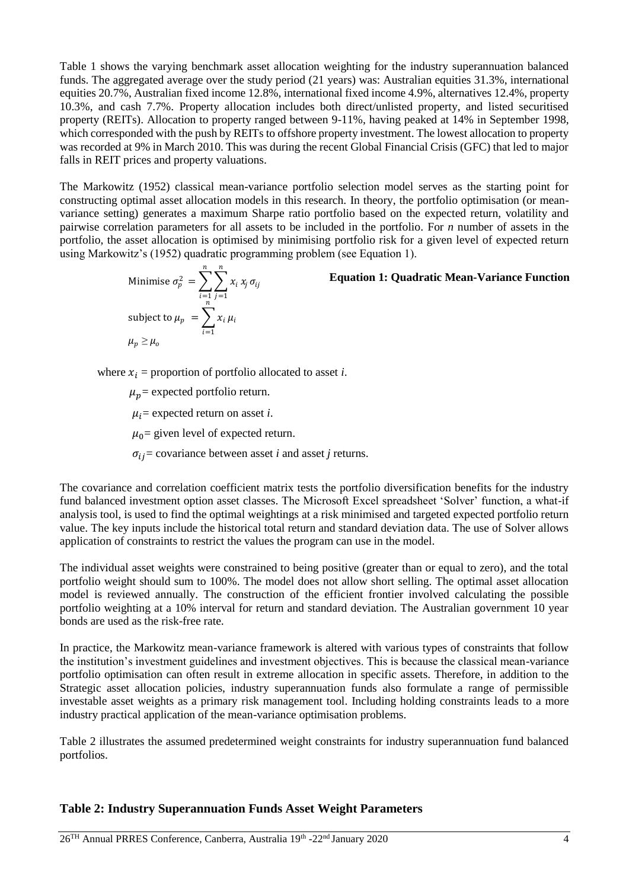Table 1 shows the varying benchmark asset allocation weighting for the industry superannuation balanced funds. The aggregated average over the study period (21 years) was: Australian equities 31.3%, international equities 20.7%, Australian fixed income 12.8%, international fixed income 4.9%, alternatives 12.4%, property 10.3%, and cash 7.7%. Property allocation includes both direct/unlisted property, and listed securitised property (REITs). Allocation to property ranged between 9-11%, having peaked at 14% in September 1998, which corresponded with the push by REITs to offshore property investment. The lowest allocation to property was recorded at 9% in March 2010. This was during the recent Global Financial Crisis (GFC) that led to major falls in REIT prices and property valuations.

The Markowitz (1952) classical mean-variance portfolio selection model serves as the starting point for constructing optimal asset allocation models in this research. In theory, the portfolio optimisation (or mean-variance setting) generates a maximum Sharpe ratio portfolio based on the expected return, volatility and pairwise correlation parameters for all assets to be included in the portfolio. For *n* number of assets in the portfolio, the asset allocation is optimised by minimising portfolio risk for a given level of expected return using Markowitz's (1952) quadratic programming problem (see Equation 1).

$$\text{Minimise } \sigma_p^2 = \sum_{i=1}^{n} \sum_{j=1}^{n} x_i \, x_j \, \sigma_{ij}$$

$$\text{subject to } \mu_p = \sum_{i=1}^{n} x_i \, \mu_i$$

$$\mu_p \geq \mu_o$$

**Equation 1: Quadratic Mean-Variance Function**

where $x_i$ = proportion of portfolio allocated to asset *i*.

$\mu_p$ = expected portfolio return.

$\mu_i$ = expected return on asset *i*.

$\mu_0$ = given level of expected return.

$\sigma_{ij}$ = covariance between asset *i* and asset *j* returns.

The covariance and correlation coefficient matrix tests the portfolio diversification benefits for the industry fund balanced investment option asset classes. The Microsoft Excel spreadsheet 'Solver' function, a what-if analysis tool, is used to find the optimal weightings at a risk minimised and targeted expected portfolio return value. The key inputs include the historical total return and standard deviation data. The use of Solver allows application of constraints to restrict the values the program can use in the model.

The individual asset weights were constrained to being positive (greater than or equal to zero), and the total portfolio weight should sum to 100%. The model does not allow short selling. The optimal asset allocation model is reviewed annually. The construction of the efficient frontier involved calculating the possible portfolio weighting at a 10% interval for return and standard deviation. The Australian government 10 year bonds are used as the risk-free rate.

In practice, the Markowitz mean-variance framework is altered with various types of constraints that follow the institution's investment guidelines and investment objectives. This is because the classical mean-variance portfolio optimisation can often result in extreme allocation in specific assets. Therefore, in addition to the Strategic asset allocation policies, industry superannuation funds also formulate a range of permissible investable asset weights as a primary risk management tool. Including holding constraints leads to a more industry practical application of the mean-variance optimisation problems.

Table 2 illustrates the assumed predetermined weight constraints for industry superannuation fund balanced portfolios.

**Table 2: Industry Superannuation Funds Asset Weight Parameters**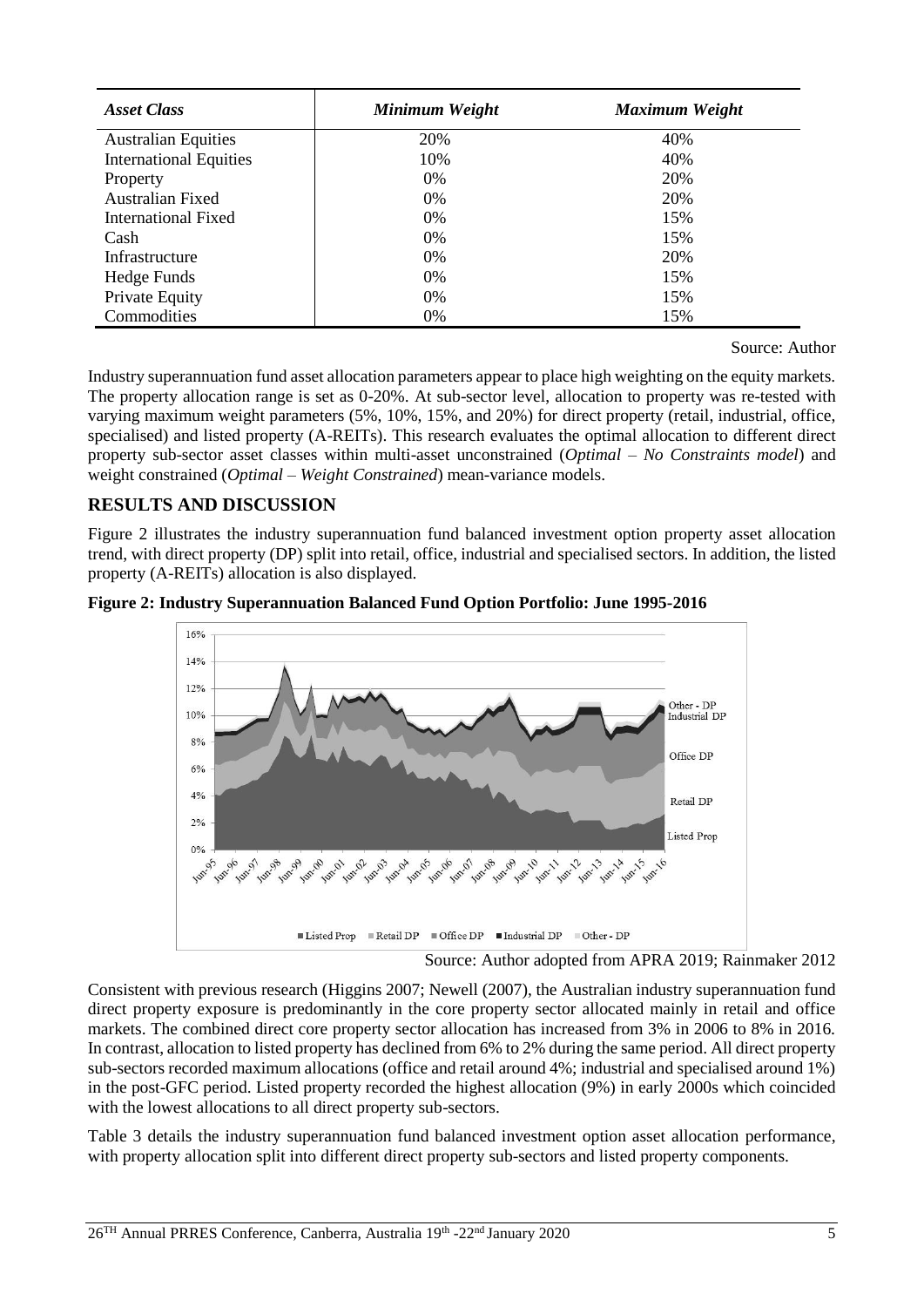| *Asset Class* | *Minimum Weight* | *Maximum Weight* |
|---|---|---|
| Australian Equities | 20% | 40% |
| International Equities | 10% | 40% |
| Property | 0% | 20% |
| Australian Fixed | 0% | 20% |
| International Fixed | 0% | 15% |
| Cash | 0% | 15% |
| Infrastructure | 0% | 20% |
| Hedge Funds | 0% | 15% |
| Private Equity | 0% | 15% |
| Commodities | 0% | 15% |

Source: Author

Industry superannuation fund asset allocation parameters appear to place high weighting on the equity markets. The property allocation range is set as 0-20%. At sub-sector level, allocation to property was re-tested with varying maximum weight parameters (5%, 10%, 15%, and 20%) for direct property (retail, industrial, office, specialised) and listed property (A-REITs). This research evaluates the optimal allocation to different direct property sub-sector asset classes within multi-asset unconstrained (*Optimal – No Constraints model*) and weight constrained (*Optimal – Weight Constrained*) mean-variance models.

## RESULTS AND DISCUSSION

Figure 2 illustrates the industry superannuation fund balanced investment option property asset allocation trend, with direct property (DP) split into retail, office, industrial and specialised sectors. In addition, the listed property (A-REITs) allocation is also displayed.

**Figure 2: Industry Superannuation Balanced Fund Option Portfolio: June 1995-2016**

Source: Author adopted from APRA 2019; Rainmaker 2012

Consistent with previous research (Higgins 2007; Newell (2007), the Australian industry superannuation fund direct property exposure is predominantly in the core property sector allocated mainly in retail and office markets. The combined direct core property sector allocation has increased from 3% in 2006 to 8% in 2016. In contrast, allocation to listed property has declined from 6% to 2% during the same period. All direct property sub-sectors recorded maximum allocations (office and retail around 4%; industrial and specialised around 1%) in the post-GFC period. Listed property recorded the highest allocation (9%) in early 2000s which coincided with the lowest allocations to all direct property sub-sectors.

Table 3 details the industry superannuation fund balanced investment option asset allocation performance, with property allocation split into different direct property sub-sectors and listed property components.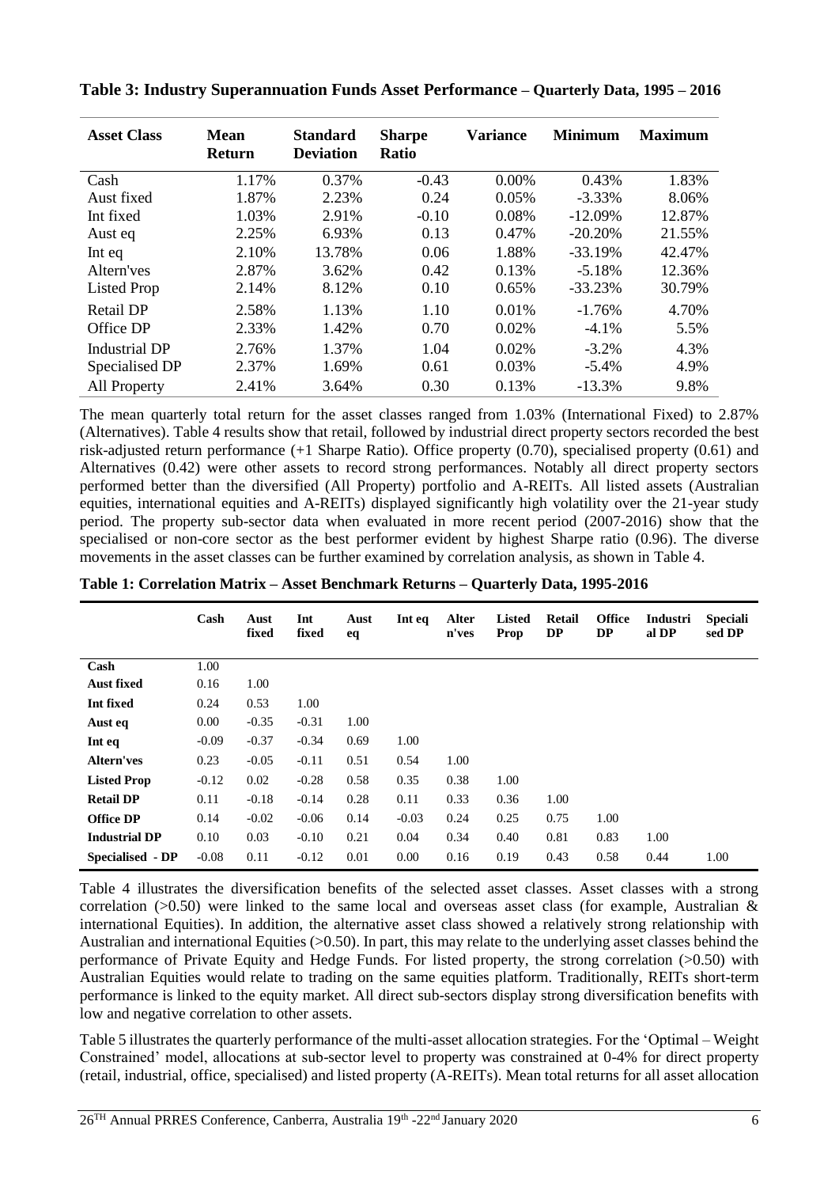**Table 3: Industry Superannuation Funds Asset Performance – Quarterly Data, 1995 – 2016**

| Asset Class | Mean Return | Standard Deviation | Sharpe Ratio | Variance | Minimum | Maximum |
|---|---|---|---|---|---|---|
| Cash | 1.17% | 0.37% | -0.43 | 0.00% | 0.43% | 1.83% |
| Aust fixed | 1.87% | 2.23% | 0.24 | 0.05% | -3.33% | 8.06% |
| Int fixed | 1.03% | 2.91% | -0.10 | 0.08% | -12.09% | 12.87% |
| Aust eq | 2.25% | 6.93% | 0.13 | 0.47% | -20.20% | 21.55% |
| Int eq | 2.10% | 13.78% | 0.06 | 1.88% | -33.19% | 42.47% |
| Altern'ves | 2.87% | 3.62% | 0.42 | 0.13% | -5.18% | 12.36% |
| Listed Prop | 2.14% | 8.12% | 0.10 | 0.65% | -33.23% | 30.79% |
| Retail DP | 2.58% | 1.13% | 1.10 | 0.01% | -1.76% | 4.70% |
| Office DP | 2.33% | 1.42% | 0.70 | 0.02% | -4.1% | 5.5% |
| Industrial DP | 2.76% | 1.37% | 1.04 | 0.02% | -3.2% | 4.3% |
| Specialised DP | 2.37% | 1.69% | 0.61 | 0.03% | -5.4% | 4.9% |
| All Property | 2.41% | 3.64% | 0.30 | 0.13% | -13.3% | 9.8% |

The mean quarterly total return for the asset classes ranged from 1.03% (International Fixed) to 2.87% (Alternatives). Table 4 results show that retail, followed by industrial direct property sectors recorded the best risk-adjusted return performance (+1 Sharpe Ratio). Office property (0.70), specialised property (0.61) and Alternatives (0.42) were other assets to record strong performances. Notably all direct property sectors performed better than the diversified (All Property) portfolio and A-REITs. All listed assets (Australian equities, international equities and A-REITs) displayed significantly high volatility over the 21-year study period. The property sub-sector data when evaluated in more recent period (2007-2016) show that the specialised or non-core sector as the best performer evident by highest Sharpe ratio (0.96). The diverse movements in the asset classes can be further examined by correlation analysis, as shown in Table 4.

**Table 1: Correlation Matrix – Asset Benchmark Returns – Quarterly Data, 1995-2016**

| | Cash | Aust fixed | Int fixed | Aust eq | Int eq | Alter n'ves | Listed Prop | Retail DP | Office DP | Industrial DP | Specialised DP |
|---|---|---|---|---|---|---|---|---|---|---|---|
| **Cash** | 1.00 | | | | | | | | | | |
| **Aust fixed** | 0.16 | 1.00 | | | | | | | | | |
| **Int fixed** | 0.24 | 0.53 | 1.00 | | | | | | | | |
| **Aust eq** | 0.00 | -0.35 | -0.31 | 1.00 | | | | | | | |
| **Int eq** | -0.09 | -0.37 | -0.34 | 0.69 | 1.00 | | | | | | |
| **Altern'ves** | 0.23 | -0.05 | -0.11 | 0.51 | 0.54 | 1.00 | | | | | |
| **Listed Prop** | -0.12 | 0.02 | -0.28 | 0.58 | 0.35 | 0.38 | 1.00 | | | | |
| **Retail DP** | 0.11 | -0.18 | -0.14 | 0.28 | 0.11 | 0.33 | 0.36 | 1.00 | | | |
| **Office DP** | 0.14 | -0.02 | -0.06 | 0.14 | -0.03 | 0.24 | 0.25 | 0.75 | 1.00 | | |
| **Industrial DP** | 0.10 | 0.03 | -0.10 | 0.21 | 0.04 | 0.34 | 0.40 | 0.81 | 0.83 | 1.00 | |
| **Specialised - DP** | -0.08 | 0.11 | -0.12 | 0.01 | 0.00 | 0.16 | 0.19 | 0.43 | 0.58 | 0.44 | 1.00 |

Table 4 illustrates the diversification benefits of the selected asset classes. Asset classes with a strong correlation (>0.50) were linked to the same local and overseas asset class (for example, Australian & international Equities). In addition, the alternative asset class showed a relatively strong relationship with Australian and international Equities (>0.50). In part, this may relate to the underlying asset classes behind the performance of Private Equity and Hedge Funds. For listed property, the strong correlation (>0.50) with Australian Equities would relate to trading on the same equities platform. Traditionally, REITs short-term performance is linked to the equity market. All direct sub-sectors display strong diversification benefits with low and negative correlation to other assets.

Table 5 illustrates the quarterly performance of the multi-asset allocation strategies. For the 'Optimal – Weight Constrained' model, allocations at sub-sector level to property was constrained at 0-4% for direct property (retail, industrial, office, specialised) and listed property (A-REITs). Mean total returns for all asset allocation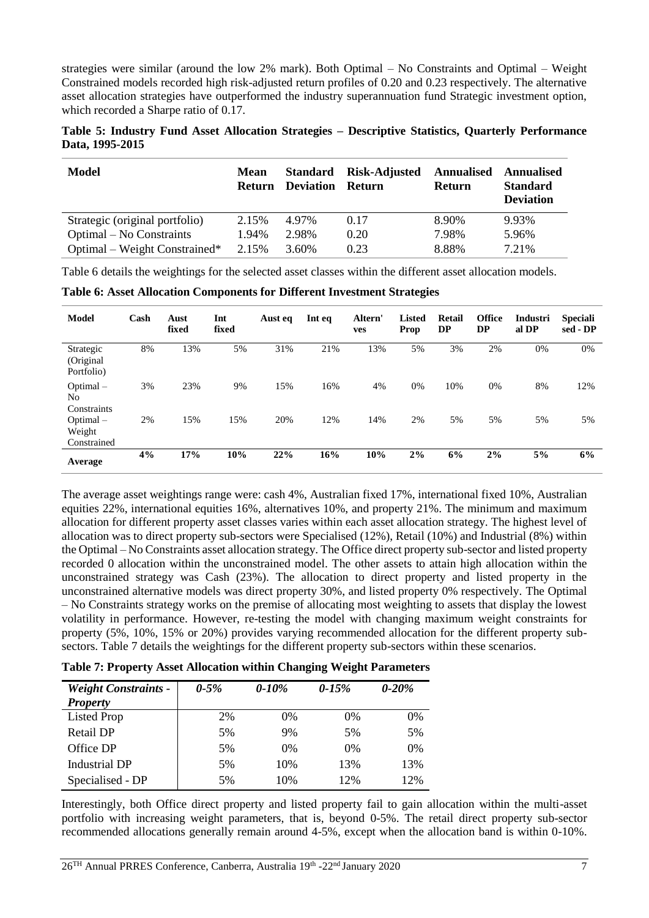strategies were similar (around the low 2% mark). Both Optimal – No Constraints and Optimal – Weight Constrained models recorded high risk-adjusted return profiles of 0.20 and 0.23 respectively. The alternative asset allocation strategies have outperformed the industry superannuation fund Strategic investment option, which recorded a Sharpe ratio of 0.17.

**Table 5: Industry Fund Asset Allocation Strategies – Descriptive Statistics, Quarterly Performance Data, 1995-2015**

| Model | Mean Return | Standard Deviation | Risk-Adjusted Return | Annualised Return | Annualised Standard Deviation |
|---|---|---|---|---|---|
| Strategic (original portfolio) | 2.15% | 4.97% | 0.17 | 8.90% | 9.93% |
| Optimal – No Constraints | 1.94% | 2.98% | 0.20 | 7.98% | 5.96% |
| Optimal – Weight Constrained* | 2.15% | 3.60% | 0.23 | 8.88% | 7.21% |

Table 6 details the weightings for the selected asset classes within the different asset allocation models.

**Table 6: Asset Allocation Components for Different Investment Strategies**

| Model | Cash | Aust fixed | Int fixed | Aust eq | Int eq | Altern'ves | Listed Prop | Retail DP | Office DP | Industrial DP | Specialised - DP |
|---|---|---|---|---|---|---|---|---|---|---|---|
| Strategic (Original Portfolio) | 8% | 13% | 5% | 31% | 21% | 13% | 5% | 3% | 2% | 0% | 0% |
| Optimal – No Constraints | 3% | 23% | 9% | 15% | 16% | 4% | 0% | 10% | 0% | 8% | 12% |
| Optimal – Weight Constrained | 2% | 15% | 15% | 20% | 12% | 14% | 2% | 5% | 5% | 5% | 5% |
| **Average** | **4%** | **17%** | **10%** | **22%** | **16%** | **10%** | **2%** | **6%** | **2%** | **5%** | **6%** |

The average asset weightings range were: cash 4%, Australian fixed 17%, international fixed 10%, Australian equities 22%, international equities 16%, alternatives 10%, and property 21%. The minimum and maximum allocation for different property asset classes varies within each asset allocation strategy. The highest level of allocation was to direct property sub-sectors were Specialised (12%), Retail (10%) and Industrial (8%) within the Optimal – No Constraints asset allocation strategy. The Office direct property sub-sector and listed property recorded 0 allocation within the unconstrained model. The other assets to attain high allocation within the unconstrained strategy was Cash (23%). The allocation to direct property and listed property in the unconstrained alternative models was direct property 30%, and listed property 0% respectively. The Optimal – No Constraints strategy works on the premise of allocating most weighting to assets that display the lowest volatility in performance. However, re-testing the model with changing maximum weight constraints for property (5%, 10%, 15% or 20%) provides varying recommended allocation for the different property sub-sectors. Table 7 details the weightings for the different property sub-sectors within these scenarios.

**Table 7: Property Asset Allocation within Changing Weight Parameters**

| *Weight Constraints - Property* | *0-5%* | *0-10%* | *0-15%* | *0-20%* |
|---|---|---|---|---|
| Listed Prop | 2% | 0% | 0% | 0% |
| Retail DP | 5% | 9% | 5% | 5% |
| Office DP | 5% | 0% | 0% | 0% |
| Industrial DP | 5% | 10% | 13% | 13% |
| Specialised - DP | 5% | 10% | 12% | 12% |

Interestingly, both Office direct property and listed property fail to gain allocation within the multi-asset portfolio with increasing weight parameters, that is, beyond 0-5%. The retail direct property sub-sector recommended allocations generally remain around 4-5%, except when the allocation band is within 0-10%.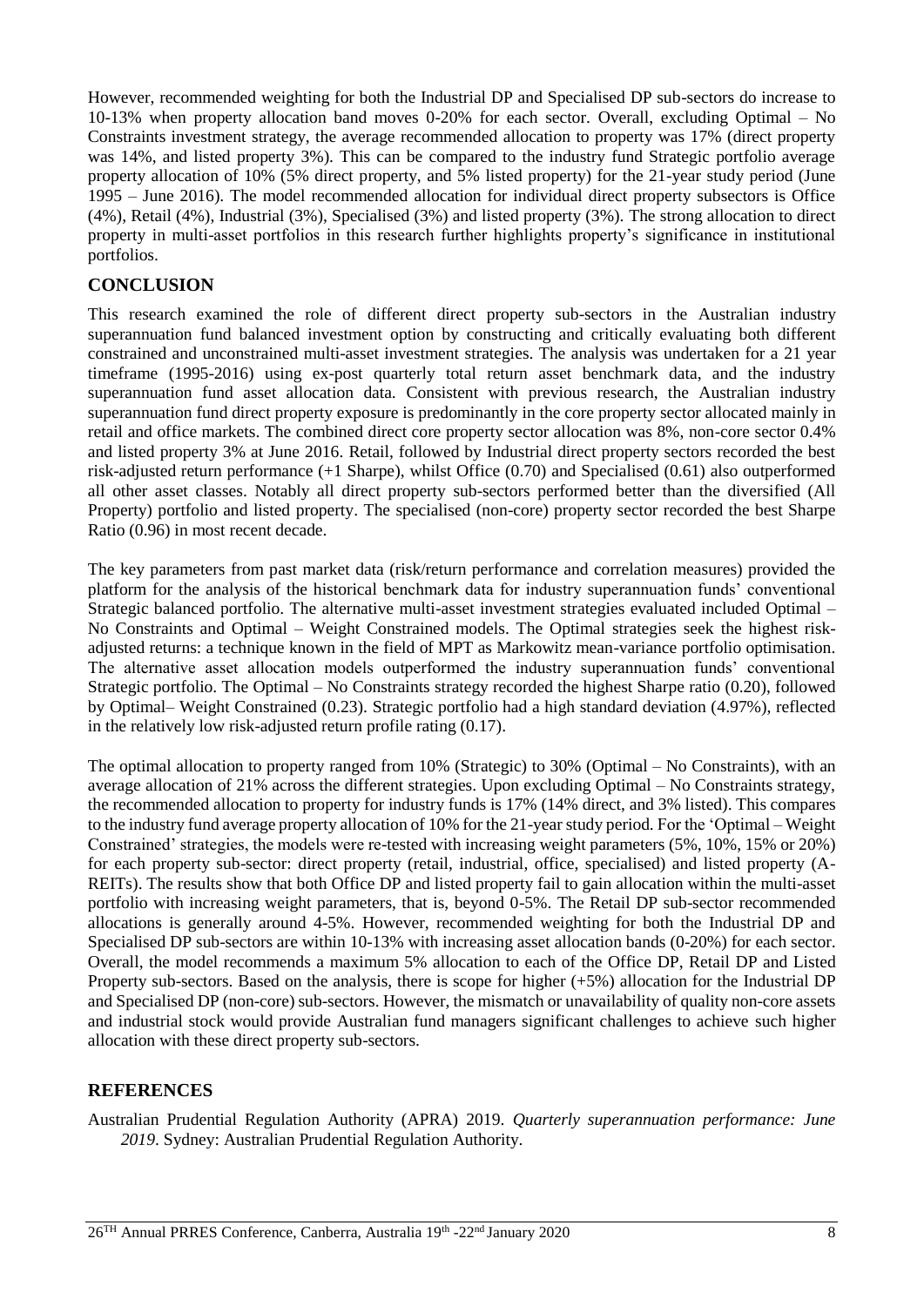However, recommended weighting for both the Industrial DP and Specialised DP sub-sectors do increase to 10-13% when property allocation band moves 0-20% for each sector. Overall, excluding Optimal – No Constraints investment strategy, the average recommended allocation to property was 17% (direct property was 14%, and listed property 3%). This can be compared to the industry fund Strategic portfolio average property allocation of 10% (5% direct property, and 5% listed property) for the 21-year study period (June 1995 – June 2016). The model recommended allocation for individual direct property subsectors is Office (4%), Retail (4%), Industrial (3%), Specialised (3%) and listed property (3%). The strong allocation to direct property in multi-asset portfolios in this research further highlights property's significance in institutional portfolios.

## CONCLUSION

This research examined the role of different direct property sub-sectors in the Australian industry superannuation fund balanced investment option by constructing and critically evaluating both different constrained and unconstrained multi-asset investment strategies. The analysis was undertaken for a 21 year timeframe (1995-2016) using ex-post quarterly total return asset benchmark data, and the industry superannuation fund asset allocation data. Consistent with previous research, the Australian industry superannuation fund direct property exposure is predominantly in the core property sector allocated mainly in retail and office markets. The combined direct core property sector allocation was 8%, non-core sector 0.4% and listed property 3% at June 2016. Retail, followed by Industrial direct property sectors recorded the best risk-adjusted return performance (+1 Sharpe), whilst Office (0.70) and Specialised (0.61) also outperformed all other asset classes. Notably all direct property sub-sectors performed better than the diversified (All Property) portfolio and listed property. The specialised (non-core) property sector recorded the best Sharpe Ratio (0.96) in most recent decade.

The key parameters from past market data (risk/return performance and correlation measures) provided the platform for the analysis of the historical benchmark data for industry superannuation funds' conventional Strategic balanced portfolio. The alternative multi-asset investment strategies evaluated included Optimal – No Constraints and Optimal – Weight Constrained models. The Optimal strategies seek the highest risk-adjusted returns: a technique known in the field of MPT as Markowitz mean-variance portfolio optimisation. The alternative asset allocation models outperformed the industry superannuation funds' conventional Strategic portfolio. The Optimal – No Constraints strategy recorded the highest Sharpe ratio (0.20), followed by Optimal– Weight Constrained (0.23). Strategic portfolio had a high standard deviation (4.97%), reflected in the relatively low risk-adjusted return profile rating (0.17).

The optimal allocation to property ranged from 10% (Strategic) to 30% (Optimal – No Constraints), with an average allocation of 21% across the different strategies. Upon excluding Optimal – No Constraints strategy, the recommended allocation to property for industry funds is 17% (14% direct, and 3% listed). This compares to the industry fund average property allocation of 10% for the 21-year study period. For the 'Optimal – Weight Constrained' strategies, the models were re-tested with increasing weight parameters (5%, 10%, 15% or 20%) for each property sub-sector: direct property (retail, industrial, office, specialised) and listed property (A-REITs). The results show that both Office DP and listed property fail to gain allocation within the multi-asset portfolio with increasing weight parameters, that is, beyond 0-5%. The Retail DP sub-sector recommended allocations is generally around 4-5%. However, recommended weighting for both the Industrial DP and Specialised DP sub-sectors are within 10-13% with increasing asset allocation bands (0-20%) for each sector. Overall, the model recommends a maximum 5% allocation to each of the Office DP, Retail DP and Listed Property sub-sectors. Based on the analysis, there is scope for higher (+5%) allocation for the Industrial DP and Specialised DP (non-core) sub-sectors. However, the mismatch or unavailability of quality non-core assets and industrial stock would provide Australian fund managers significant challenges to achieve such higher allocation with these direct property sub-sectors.

## REFERENCES

Australian Prudential Regulation Authority (APRA) 2019. *Quarterly superannuation performance: June 2019*. Sydney: Australian Prudential Regulation Authority.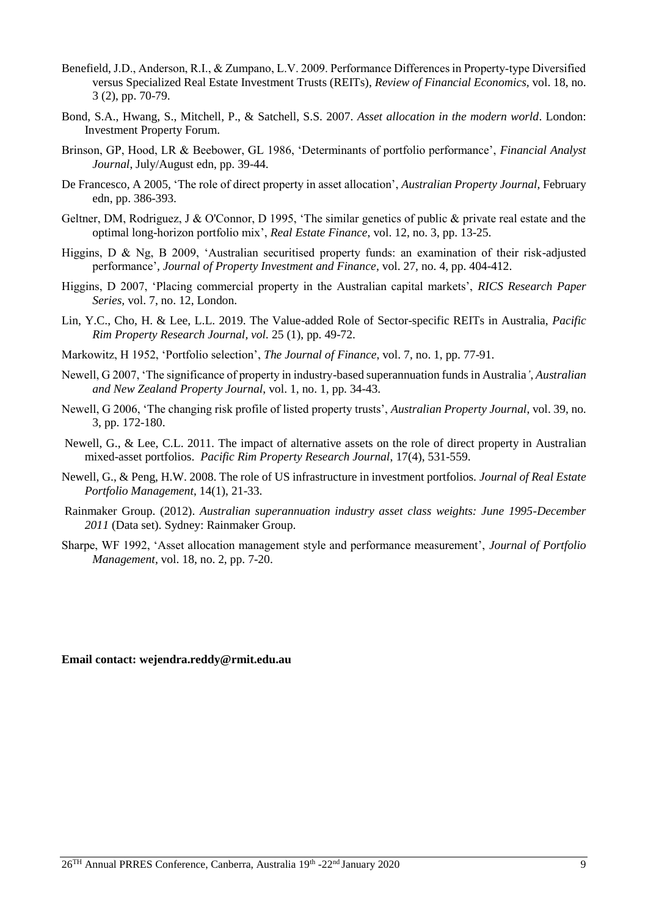Benefield, J.D., Anderson, R.I., & Zumpano, L.V. 2009. Performance Differences in Property-type Diversified versus Specialized Real Estate Investment Trusts (REITs), *Review of Financial Economics*, vol. 18, no. 3 (2), pp. 70-79.

Bond, S.A., Hwang, S., Mitchell, P., & Satchell, S.S. 2007. *Asset allocation in the modern world*. London: Investment Property Forum.

Brinson, GP, Hood, LR & Beebower, GL 1986, 'Determinants of portfolio performance', *Financial Analyst Journal*, July/August edn, pp. 39-44.

De Francesco, A 2005, 'The role of direct property in asset allocation', *Australian Property Journal*, February edn, pp. 386-393.

Geltner, DM, Rodriguez, J & O'Connor, D 1995, 'The similar genetics of public & private real estate and the optimal long-horizon portfolio mix', *Real Estate Finance*, vol. 12, no. 3, pp. 13-25.

Higgins, D & Ng, B 2009, 'Australian securitised property funds: an examination of their risk-adjusted performance', *Journal of Property Investment and Finance*, vol. 27, no. 4, pp. 404-412.

Higgins, D 2007, 'Placing commercial property in the Australian capital markets', *RICS Research Paper Series*, vol. 7, no. 12, London.

Lin, Y.C., Cho, H. & Lee, L.L. 2019. The Value-added Role of Sector-specific REITs in Australia, *Pacific Rim Property Research Journal*, *vol*. 25 (1), pp. 49-72.

Markowitz, H 1952, 'Portfolio selection', *The Journal of Finance*, vol. 7, no. 1, pp. 77-91.

Newell, G 2007, 'The significance of property in industry-based superannuation funds in Australia*', Australian and New Zealand Property Journal*, vol. 1, no. 1, pp. 34-43.

Newell, G 2006, 'The changing risk profile of listed property trusts', *Australian Property Journal*, vol. 39, no. 3, pp. 172-180.

Newell, G., & Lee, C.L. 2011. The impact of alternative assets on the role of direct property in Australian mixed-asset portfolios. *Pacific Rim Property Research Journal*, 17(4), 531-559.

Newell, G., & Peng, H.W. 2008. The role of US infrastructure in investment portfolios. *Journal of Real Estate Portfolio Management*, 14(1), 21-33.

Rainmaker Group. (2012). *Australian superannuation industry asset class weights: June 1995-December 2011* (Data set). Sydney: Rainmaker Group.

Sharpe, WF 1992, 'Asset allocation management style and performance measurement', *Journal of Portfolio Management*, vol. 18, no. 2, pp. 7-20.

**Email contact: wejendra.reddy@rmit.edu.au**